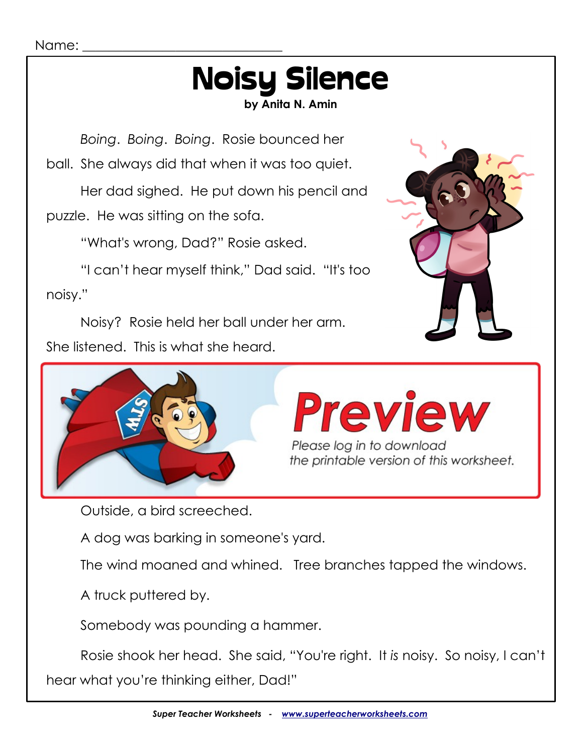Name: ___________________________

# Noisy Silence

**by Anita N. Amin**

*Boing*. *Boing*. *Boing*. Rosie bounced her ball. She always did that when it was too quiet.

Her dad sighed. He put down his pencil and puzzle. He was sitting on the sofa.

"What's wrong, Dad?" Rosie asked.

"I can't hear myself think," Dad said. "It's too noisy."

Noisy? Rosie held her ball under her arm. She listened. This is what she heard.

Preview

Please log in to download the printable version of this worksheet.

Outside, a bird screeched.

A dog was barking in someone's yard.

The wind moaned and whined. Tree branches tapped the windows.

A truck puttered by.

Somebody was pounding a hammer.

Rosie shook her head. She said, "You're right. It *is* noisy. So noisy, I can't hear what you're thinking either, Dad!"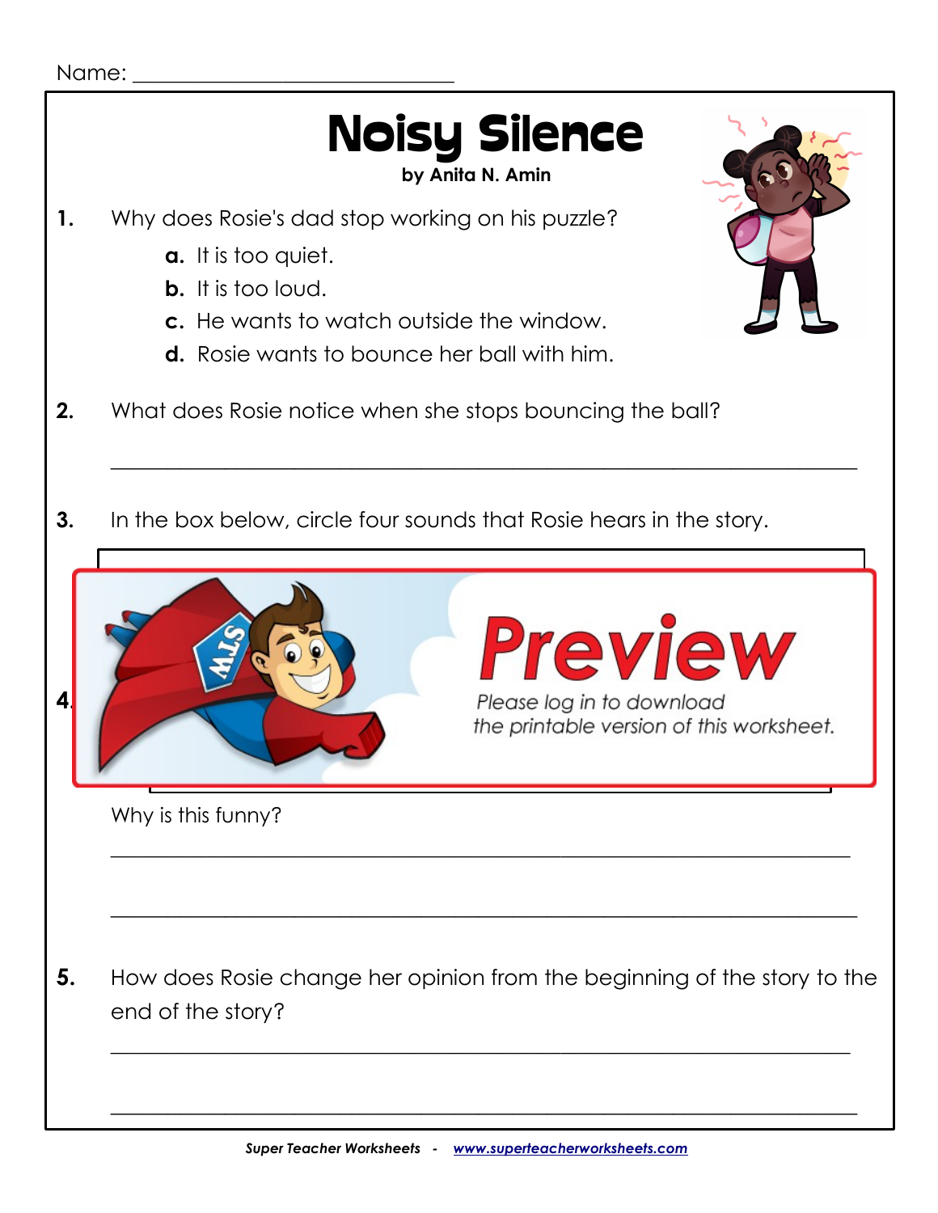Name: ______________________________

# Noisy Silence

**by Anita N. Amin**

**1.** Why does Rosie's dad stop working on his puzzle?

- **a.** It is too quiet.
- **b.** It is too loud.
- **c.** He wants to watch outside the window.
- **d.** Rosie wants to bounce her ball with him.

**2.** What does Rosie notice when she stops bouncing the ball?

_______________________________________________________________

**3.** In the box below, circle four sounds that Rosie hears in the story.

Preview

Please log in to download the printable version of this worksheet.

**4.**

Why is this funny?

_______________________________________________________________

_______________________________________________________________

**5.** How does Rosie change her opinion from the beginning of the story to the end of the story?

_______________________________________________________________

_______________________________________________________________

*Super Teacher Worksheets - www.superteacherworksheets.com*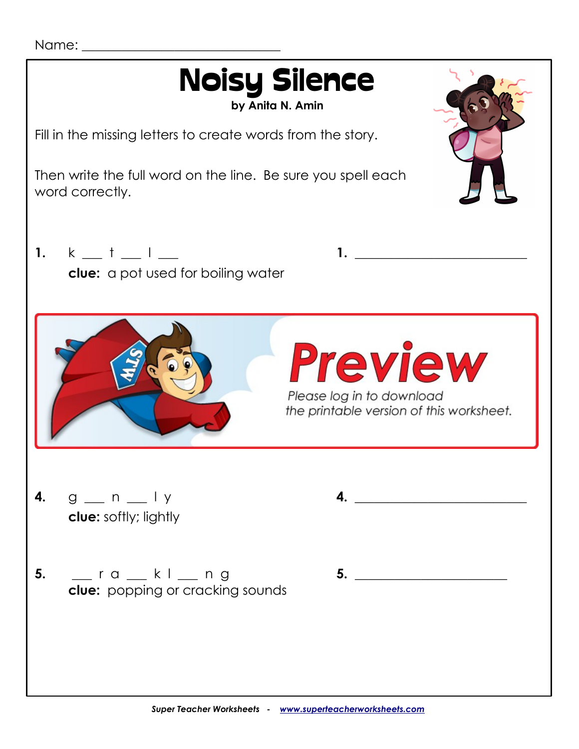Name: ______________________________

# Noisy Silence

**by Anita N. Amin**

Fill in the missing letters to create words from the story.

Then write the full word on the line. Be sure you spell each word correctly.

**1.** k ___ t ___ l ___ **1.** ___________________________

**clue:** a pot used for boiling water

Preview

Please log in to download the printable version of this worksheet.

**4.** g ___ n ___ l y **4.** ___________________________

**clue:** softly; lightly

**5.** ___ r a ___ k l ___ n g **5.** ___________________________

**clue:** popping or cracking sounds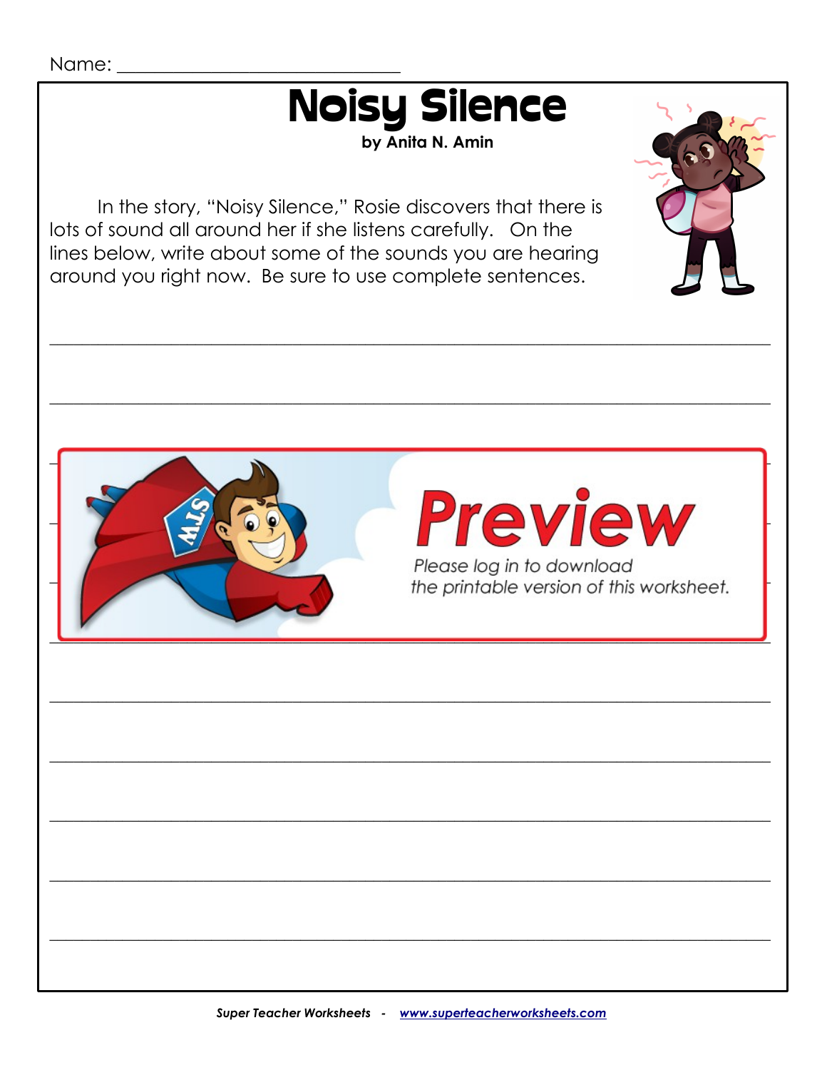Name: ______________________________

# Noisy Silence

**by Anita N. Amin**

In the story, "Noisy Silence," Rosie discovers that there is lots of sound all around her if she listens carefully. On the lines below, write about some of the sounds you are hearing around you right now. Be sure to use complete sentences.

______________________________________________________________________

______________________________________________________________________

**Preview**

*Please log in to download the printable version of this worksheet.*

______________________________________________________________________

______________________________________________________________________

______________________________________________________________________

______________________________________________________________________

______________________________________________________________________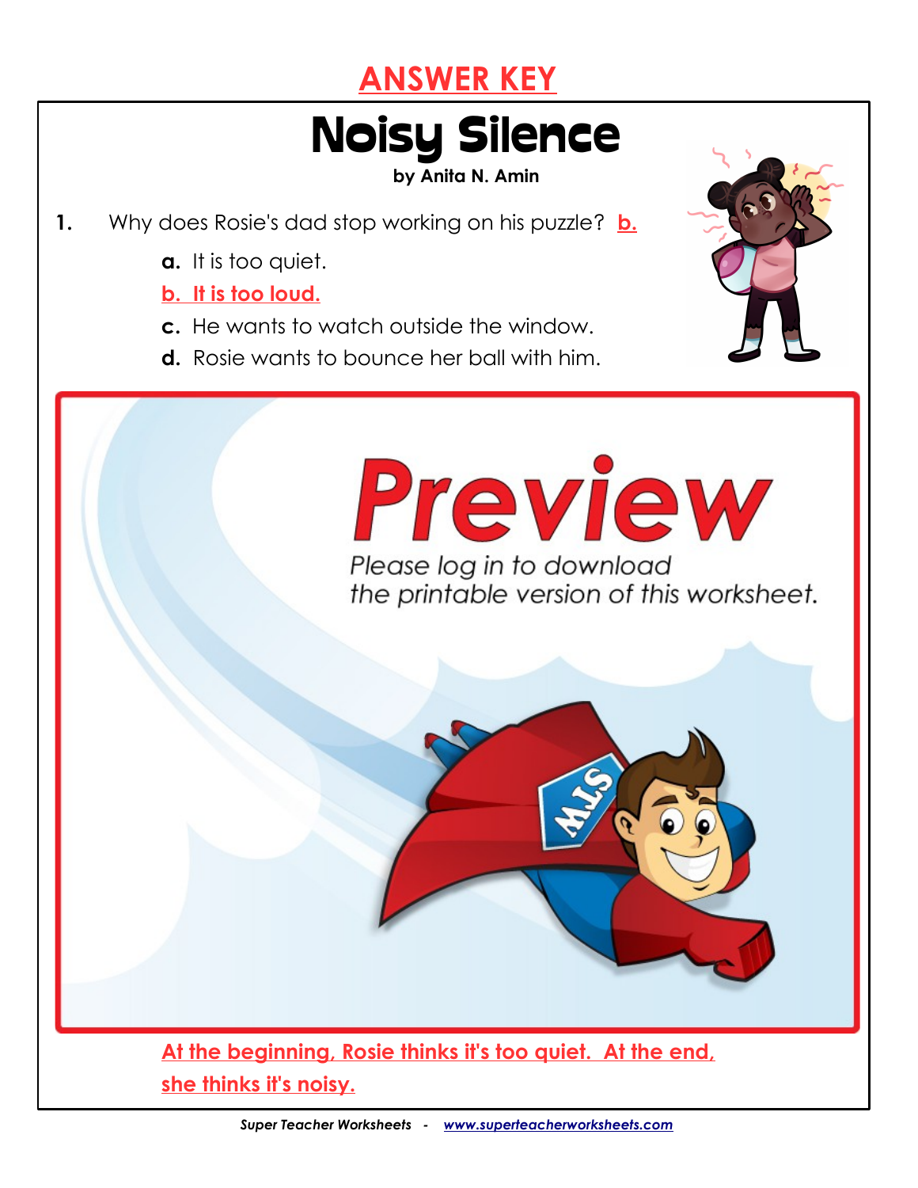# ANSWER KEY

# Noisy Silence

**by Anita N. Amin**

1. Why does Rosie's dad stop working on his puzzle? **b.**

   **a.** It is too quiet.

   **b. It is too loud.**

   **c.** He wants to watch outside the window.

   **d.** Rosie wants to bounce her ball with him.

**Preview**

*Please log in to download the printable version of this worksheet.*

**At the beginning, Rosie thinks it's too quiet. At the end, she thinks it's noisy.**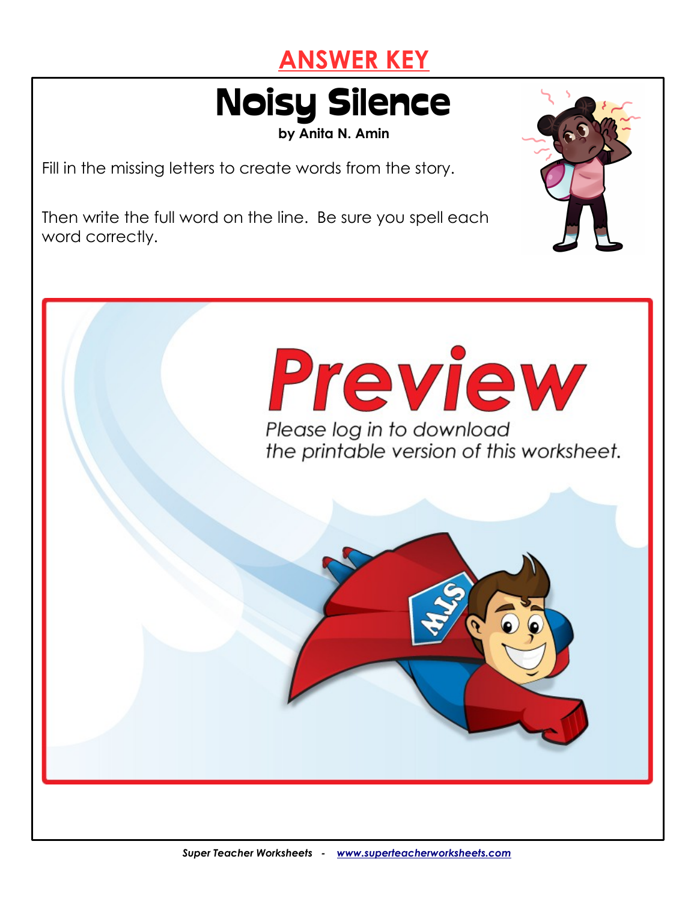# ANSWER KEY

# Noisy Silence

**by Anita N. Amin**

Fill in the missing letters to create words from the story.

Then write the full word on the line. Be sure you spell each word correctly.

Preview

Please log in to download the printable version of this worksheet.